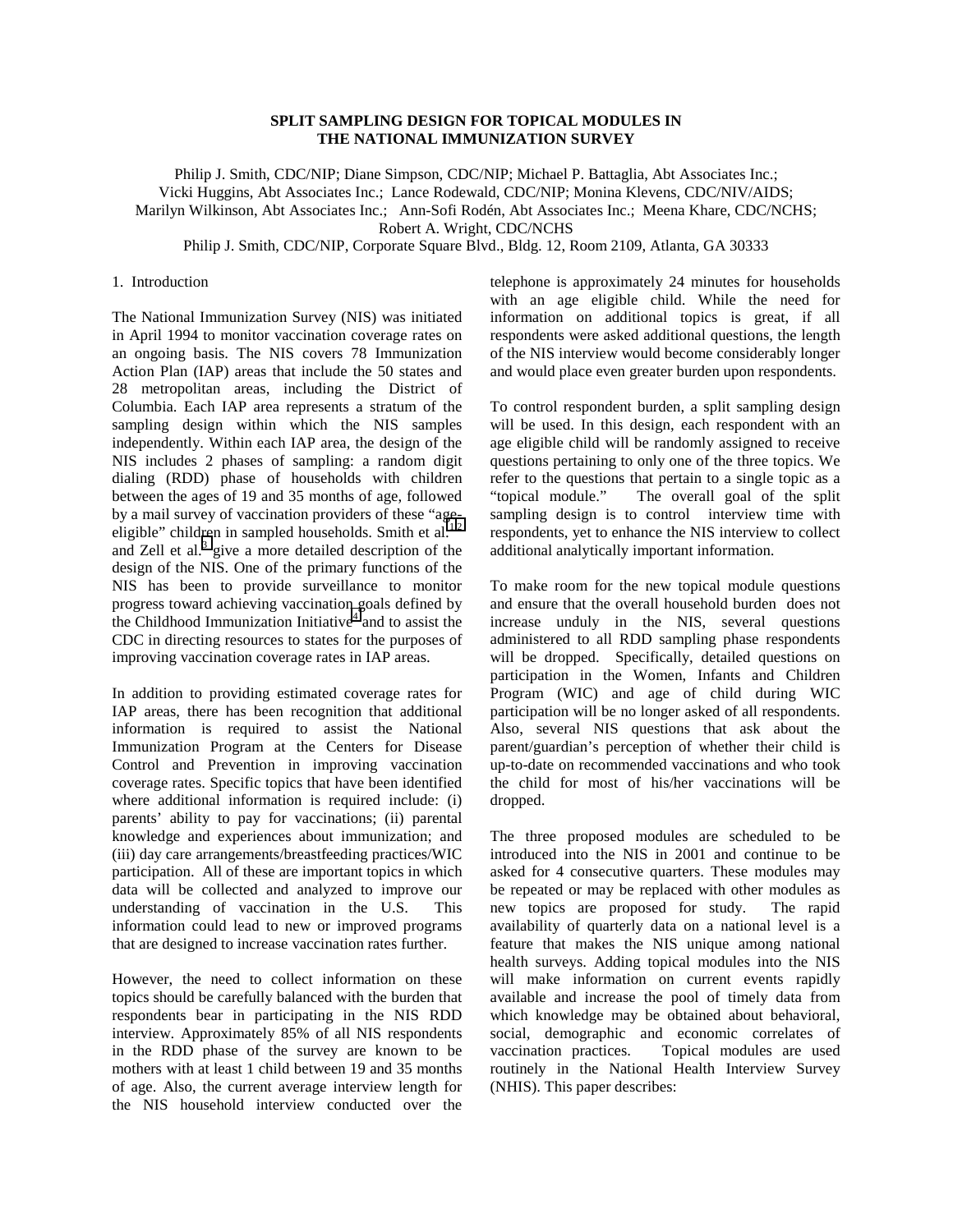# SPLIT SAMPLING DESIGN FOR TOPICAL MODULES IN THE NATIONAL IMMUNIZATION SURVEY

Philip J. Smith, CDC/NIP; Diane Simpson, CDC/NIP; Michael P. Battaglia, Abt Associates Inc.; Vicki Huggins, Abt Associates Inc.; Lance Rodewald, CDC/NIP; Monina Klevens, CDC/NIV/AIDS; Marilyn Wilkinson, Abt Associates Inc.; Ann-Sofi Rodén, Abt Associates Inc.; Meena Khare, CDC/NCHS; Robert A. Wright, CDC/NCHS

Philip J. Smith, CDC/NIP, Corporate Square Blvd., Bldg. 12, Room 2109, Atlanta, GA 30333

## 1. Introduction

The National Immunization Survey (NIS) was initiated in April 1994 to monitor vaccination coverage rates on an ongoing basis. The NIS covers 78 Immunization Action Plan (IAP) areas that include the 50 states and 28 metropolitan areas, including the District of Columbia. Each IAP area represents a stratum of the sampling design within which the NIS samples independently. Within each IAP area, the design of the NIS includes 2 phases of sampling: a random digit dialing (RDD) phase of households with children between the ages of 19 and 35 months of age, followed by a mail survey of vaccination providers of these "age-eligible" children in sampled households. Smith et al.[1,2] and Zell et al.[3] give a more detailed description of the design of the NIS. One of the primary functions of the NIS has been to provide surveillance to monitor progress toward achieving vaccination goals defined by the Childhood Immunization Initiative[4] and to assist the CDC in directing resources to states for the purposes of improving vaccination coverage rates in IAP areas.

In addition to providing estimated coverage rates for IAP areas, there has been recognition that additional information is required to assist the National Immunization Program at the Centers for Disease Control and Prevention in improving vaccination coverage rates. Specific topics that have been identified where additional information is required include: (i) parents' ability to pay for vaccinations; (ii) parental knowledge and experiences about immunization; and (iii) day care arrangements/breastfeeding practices/WIC participation. All of these are important topics in which data will be collected and analyzed to improve our understanding of vaccination in the U.S. This information could lead to new or improved programs that are designed to increase vaccination rates further.

However, the need to collect information on these topics should be carefully balanced with the burden that respondents bear in participating in the NIS RDD interview. Approximately 85% of all NIS respondents in the RDD phase of the survey are known to be mothers with at least 1 child between 19 and 35 months of age. Also, the current average interview length for the NIS household interview conducted over the telephone is approximately 24 minutes for households with an age eligible child. While the need for information on additional topics is great, if all respondents were asked additional questions, the length of the NIS interview would become considerably longer and would place even greater burden upon respondents.

To control respondent burden, a split sampling design will be used. In this design, each respondent with an age eligible child will be randomly assigned to receive questions pertaining to only one of the three topics. We refer to the questions that pertain to a single topic as a "topical module." The overall goal of the split sampling design is to control interview time with respondents, yet to enhance the NIS interview to collect additional analytically important information.

To make room for the new topical module questions and ensure that the overall household burden does not increase unduly in the NIS, several questions administered to all RDD sampling phase respondents will be dropped. Specifically, detailed questions on participation in the Women, Infants and Children Program (WIC) and age of child during WIC participation will be no longer asked of all respondents. Also, several NIS questions that ask about the parent/guardian's perception of whether their child is up-to-date on recommended vaccinations and who took the child for most of his/her vaccinations will be dropped.

The three proposed modules are scheduled to be introduced into the NIS in 2001 and continue to be asked for 4 consecutive quarters. These modules may be repeated or may be replaced with other modules as new topics are proposed for study. The rapid availability of quarterly data on a national level is a feature that makes the NIS unique among national health surveys. Adding topical modules into the NIS will make information on current events rapidly available and increase the pool of timely data from which knowledge may be obtained about behavioral, social, demographic and economic correlates of vaccination practices. Topical modules are used routinely in the National Health Interview Survey (NHIS). This paper describes: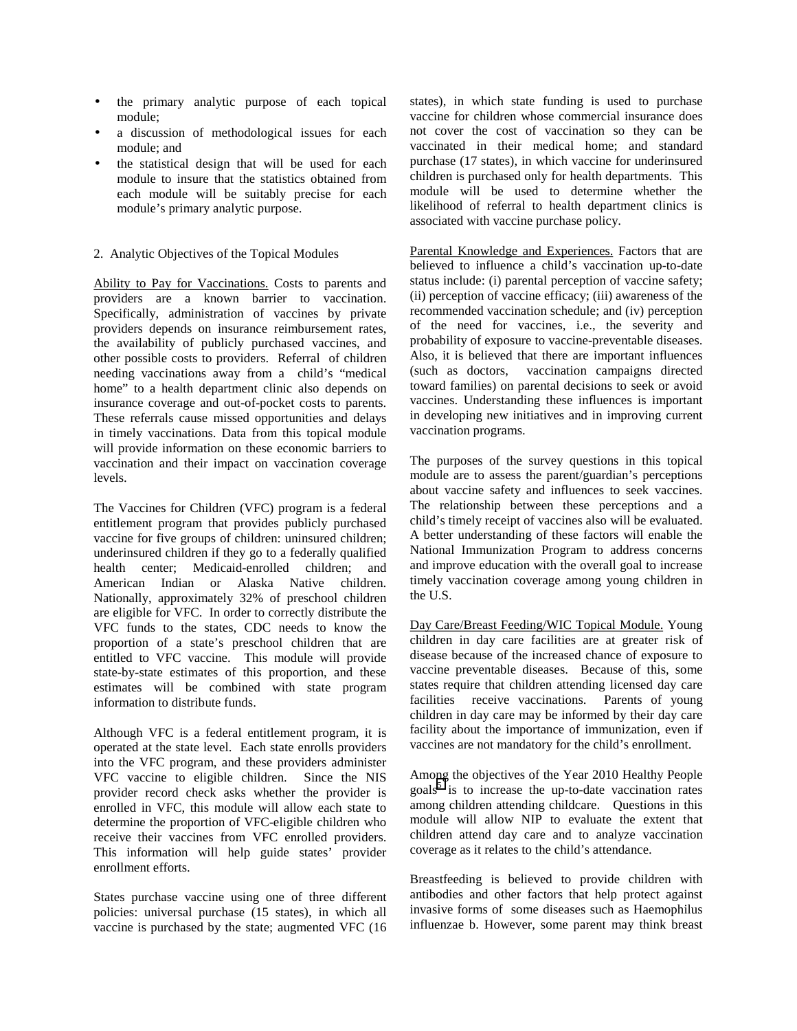- the primary analytic purpose of each topical module;
- a discussion of methodological issues for each module; and
- the statistical design that will be used for each module to insure that the statistics obtained from each module will be suitably precise for each module's primary analytic purpose.

## 2. Analytic Objectives of the Topical Modules

Ability to Pay for Vaccinations. Costs to parents and providers are a known barrier to vaccination. Specifically, administration of vaccines by private providers depends on insurance reimbursement rates, the availability of publicly purchased vaccines, and other possible costs to providers. Referral of children needing vaccinations away from a child's "medical home" to a health department clinic also depends on insurance coverage and out-of-pocket costs to parents. These referrals cause missed opportunities and delays in timely vaccinations. Data from this topical module will provide information on these economic barriers to vaccination and their impact on vaccination coverage levels.

The Vaccines for Children (VFC) program is a federal entitlement program that provides publicly purchased vaccine for five groups of children: uninsured children; underinsured children if they go to a federally qualified health center; Medicaid-enrolled children; and American Indian or Alaska Native children. Nationally, approximately 32% of preschool children are eligible for VFC. In order to correctly distribute the VFC funds to the states, CDC needs to know the proportion of a state's preschool children that are entitled to VFC vaccine. This module will provide state-by-state estimates of this proportion, and these estimates will be combined with state program information to distribute funds.

Although VFC is a federal entitlement program, it is operated at the state level. Each state enrolls providers into the VFC program, and these providers administer VFC vaccine to eligible children. Since the NIS provider record check asks whether the provider is enrolled in VFC, this module will allow each state to determine the proportion of VFC-eligible children who receive their vaccines from VFC enrolled providers. This information will help guide states' provider enrollment efforts.

States purchase vaccine using one of three different policies: universal purchase (15 states), in which all vaccine is purchased by the state; augmented VFC (16 states), in which state funding is used to purchase vaccine for children whose commercial insurance does not cover the cost of vaccination so they can be vaccinated in their medical home; and standard purchase (17 states), in which vaccine for underinsured children is purchased only for health departments. This module will be used to determine whether the likelihood of referral to health department clinics is associated with vaccine purchase policy.

Parental Knowledge and Experiences. Factors that are believed to influence a child's vaccination up-to-date status include: (i) parental perception of vaccine safety; (ii) perception of vaccine efficacy; (iii) awareness of the recommended vaccination schedule; and (iv) perception of the need for vaccines, i.e., the severity and probability of exposure to vaccine-preventable diseases. Also, it is believed that there are important influences (such as doctors, vaccination campaigns directed toward families) on parental decisions to seek or avoid vaccines. Understanding these influences is important in developing new initiatives and in improving current vaccination programs.

The purposes of the survey questions in this topical module are to assess the parent/guardian's perceptions about vaccine safety and influences to seek vaccines. The relationship between these perceptions and a child's timely receipt of vaccines also will be evaluated. A better understanding of these factors will enable the National Immunization Program to address concerns and improve education with the overall goal to increase timely vaccination coverage among young children in the U.S.

Day Care/Breast Feeding/WIC Topical Module. Young children in day care facilities are at greater risk of disease because of the increased chance of exposure to vaccine preventable diseases. Because of this, some states require that children attending licensed day care facilities receive vaccinations. Parents of young children in day care may be informed by their day care facility about the importance of immunization, even if vaccines are not mandatory for the child's enrollment.

Among the objectives of the Year 2010 Healthy People goals[5] is to increase the up-to-date vaccination rates among children attending childcare. Questions in this module will allow NIP to evaluate the extent that children attend day care and to analyze vaccination coverage as it relates to the child's attendance.

Breastfeeding is believed to provide children with antibodies and other factors that help protect against invasive forms of some diseases such as Haemophilus influenzae b. However, some parent may think breast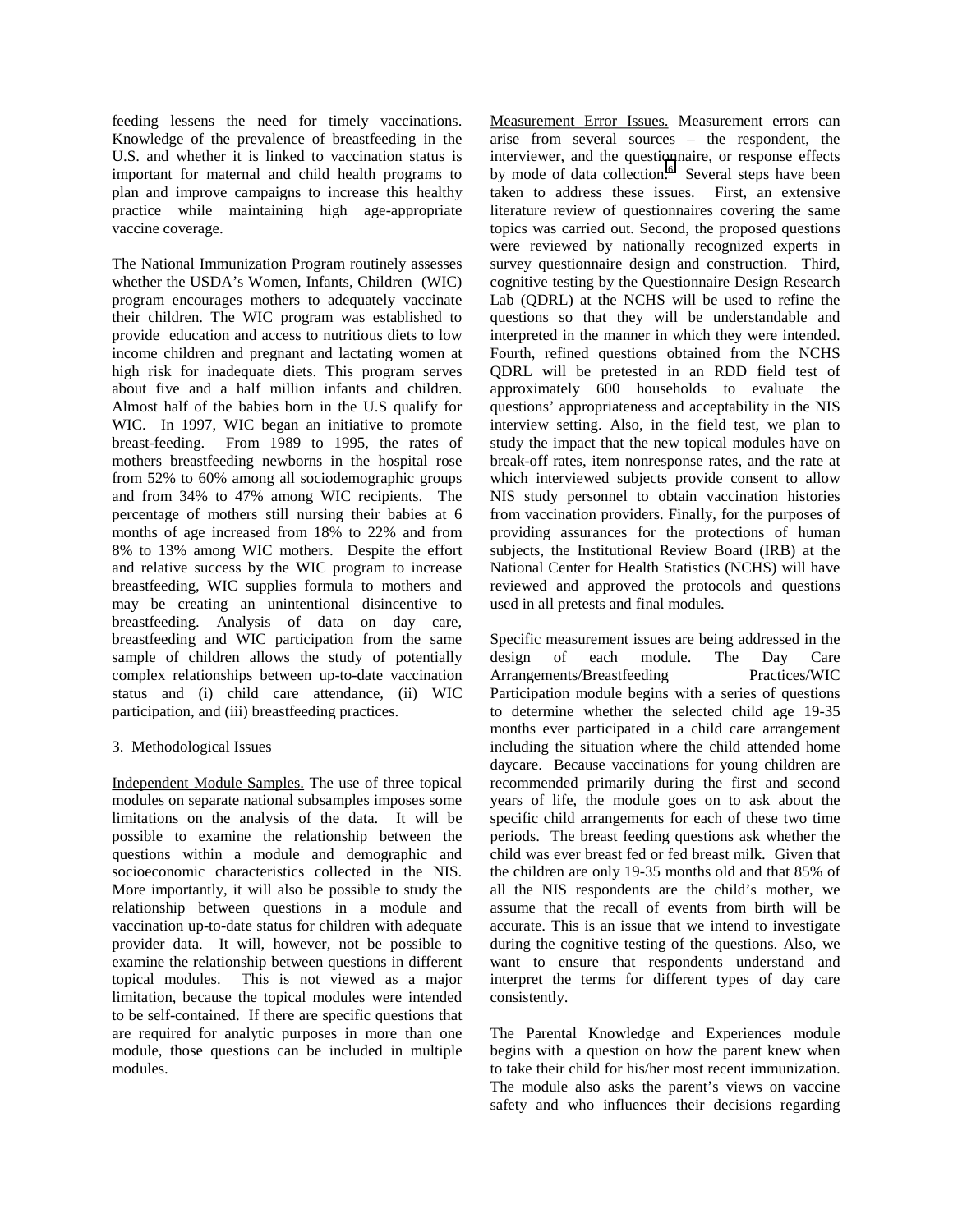feeding lessens the need for timely vaccinations. Knowledge of the prevalence of breastfeeding in the U.S. and whether it is linked to vaccination status is important for maternal and child health programs to plan and improve campaigns to increase this healthy practice while maintaining high age-appropriate vaccine coverage.

The National Immunization Program routinely assesses whether the USDA's Women, Infants, Children (WIC) program encourages mothers to adequately vaccinate their children. The WIC program was established to provide education and access to nutritious diets to low income children and pregnant and lactating women at high risk for inadequate diets. This program serves about five and a half million infants and children. Almost half of the babies born in the U.S qualify for WIC. In 1997, WIC began an initiative to promote breast-feeding. From 1989 to 1995, the rates of mothers breastfeeding newborns in the hospital rose from 52% to 60% among all sociodemographic groups and from 34% to 47% among WIC recipients. The percentage of mothers still nursing their babies at 6 months of age increased from 18% to 22% and from 8% to 13% among WIC mothers. Despite the effort and relative success by the WIC program to increase breastfeeding, WIC supplies formula to mothers and may be creating an unintentional disincentive to breastfeeding. Analysis of data on day care, breastfeeding and WIC participation from the same sample of children allows the study of potentially complex relationships between up-to-date vaccination status and (i) child care attendance, (ii) WIC participation, and (iii) breastfeeding practices.

## 3. Methodological Issues

Independent Module Samples. The use of three topical modules on separate national subsamples imposes some limitations on the analysis of the data. It will be possible to examine the relationship between the questions within a module and demographic and socioeconomic characteristics collected in the NIS. More importantly, it will also be possible to study the relationship between questions in a module and vaccination up-to-date status for children with adequate provider data. It will, however, not be possible to examine the relationship between questions in different topical modules. This is not viewed as a major limitation, because the topical modules were intended to be self-contained. If there are specific questions that are required for analytic purposes in more than one module, those questions can be included in multiple modules.

Measurement Error Issues. Measurement errors can arise from several sources – the respondent, the interviewer, and the questionnaire, or response effects by mode of data collection.[6] Several steps have been taken to address these issues. First, an extensive literature review of questionnaires covering the same topics was carried out. Second, the proposed questions were reviewed by nationally recognized experts in survey questionnaire design and construction. Third, cognitive testing by the Questionnaire Design Research Lab (QDRL) at the NCHS will be used to refine the questions so that they will be understandable and interpreted in the manner in which they were intended. Fourth, refined questions obtained from the NCHS QDRL will be pretested in an RDD field test of approximately 600 households to evaluate the questions' appropriateness and acceptability in the NIS interview setting. Also, in the field test, we plan to study the impact that the new topical modules have on break-off rates, item nonresponse rates, and the rate at which interviewed subjects provide consent to allow NIS study personnel to obtain vaccination histories from vaccination providers. Finally, for the purposes of providing assurances for the protections of human subjects, the Institutional Review Board (IRB) at the National Center for Health Statistics (NCHS) will have reviewed and approved the protocols and questions used in all pretests and final modules.

Specific measurement issues are being addressed in the design of each module. The Day Care Arrangements/Breastfeeding Practices/WIC Participation module begins with a series of questions to determine whether the selected child age 19-35 months ever participated in a child care arrangement including the situation where the child attended home daycare. Because vaccinations for young children are recommended primarily during the first and second years of life, the module goes on to ask about the specific child arrangements for each of these two time periods. The breast feeding questions ask whether the child was ever breast fed or fed breast milk. Given that the children are only 19-35 months old and that 85% of all the NIS respondents are the child's mother, we assume that the recall of events from birth will be accurate. This is an issue that we intend to investigate during the cognitive testing of the questions. Also, we want to ensure that respondents understand and interpret the terms for different types of day care consistently.

The Parental Knowledge and Experiences module begins with a question on how the parent knew when to take their child for his/her most recent immunization. The module also asks the parent's views on vaccine safety and who influences their decisions regarding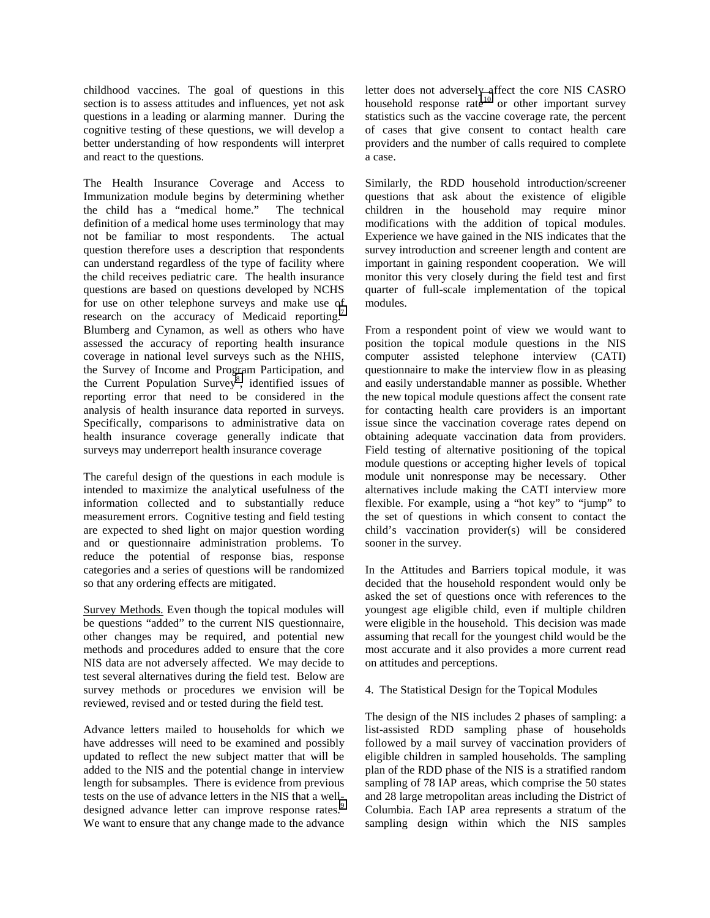childhood vaccines. The goal of questions in this section is to assess attitudes and influences, yet not ask questions in a leading or alarming manner. During the cognitive testing of these questions, we will develop a better understanding of how respondents will interpret and react to the questions.

The Health Insurance Coverage and Access to Immunization module begins by determining whether the child has a "medical home." The technical definition of a medical home uses terminology that may not be familiar to most respondents. The actual question therefore uses a description that respondents can understand regardless of the type of facility where the child receives pediatric care. The health insurance questions are based on questions developed by NCHS for use on other telephone surveys and make use of research on the accuracy of Medicaid reporting.[7] Blumberg and Cynamon, as well as others who have assessed the accuracy of reporting health insurance coverage in national level surveys such as the NHIS, the Survey of Income and Program Participation, and the Current Population Survey[8], identified issues of reporting error that need to be considered in the analysis of health insurance data reported in surveys. Specifically, comparisons to administrative data on health insurance coverage generally indicate that surveys may underreport health insurance coverage

The careful design of the questions in each module is intended to maximize the analytical usefulness of the information collected and to substantially reduce measurement errors. Cognitive testing and field testing are expected to shed light on major question wording and or questionnaire administration problems. To reduce the potential of response bias, response categories and a series of questions will be randomized so that any ordering effects are mitigated.

Survey Methods. Even though the topical modules will be questions "added" to the current NIS questionnaire, other changes may be required, and potential new methods and procedures added to ensure that the core NIS data are not adversely affected. We may decide to test several alternatives during the field test. Below are survey methods or procedures we envision will be reviewed, revised and or tested during the field test.

Advance letters mailed to households for which we have addresses will need to be examined and possibly updated to reflect the new subject matter that will be added to the NIS and the potential change in interview length for subsamples. There is evidence from previous tests on the use of advance letters in the NIS that a well-designed advance letter can improve response rates.[9] We want to ensure that any change made to the advance letter does not adversely affect the core NIS CASRO household response rate[10] or other important survey statistics such as the vaccine coverage rate, the percent of cases that give consent to contact health care providers and the number of calls required to complete a case.

Similarly, the RDD household introduction/screener questions that ask about the existence of eligible children in the household may require minor modifications with the addition of topical modules. Experience we have gained in the NIS indicates that the survey introduction and screener length and content are important in gaining respondent cooperation. We will monitor this very closely during the field test and first quarter of full-scale implementation of the topical modules.

From a respondent point of view we would want to position the topical module questions in the NIS computer assisted telephone interview (CATI) questionnaire to make the interview flow in as pleasing and easily understandable manner as possible. Whether the new topical module questions affect the consent rate for contacting health care providers is an important issue since the vaccination coverage rates depend on obtaining adequate vaccination data from providers. Field testing of alternative positioning of the topical module questions or accepting higher levels of topical module unit nonresponse may be necessary. Other alternatives include making the CATI interview more flexible. For example, using a "hot key" to "jump" to the set of questions in which consent to contact the child's vaccination provider(s) will be considered sooner in the survey.

In the Attitudes and Barriers topical module, it was decided that the household respondent would only be asked the set of questions once with references to the youngest age eligible child, even if multiple children were eligible in the household. This decision was made assuming that recall for the youngest child would be the most accurate and it also provides a more current read on attitudes and perceptions.

4. The Statistical Design for the Topical Modules

The design of the NIS includes 2 phases of sampling: a list-assisted RDD sampling phase of households followed by a mail survey of vaccination providers of eligible children in sampled households. The sampling plan of the RDD phase of the NIS is a stratified random sampling of 78 IAP areas, which comprise the 50 states and 28 large metropolitan areas including the District of Columbia. Each IAP area represents a stratum of the sampling design within which the NIS samples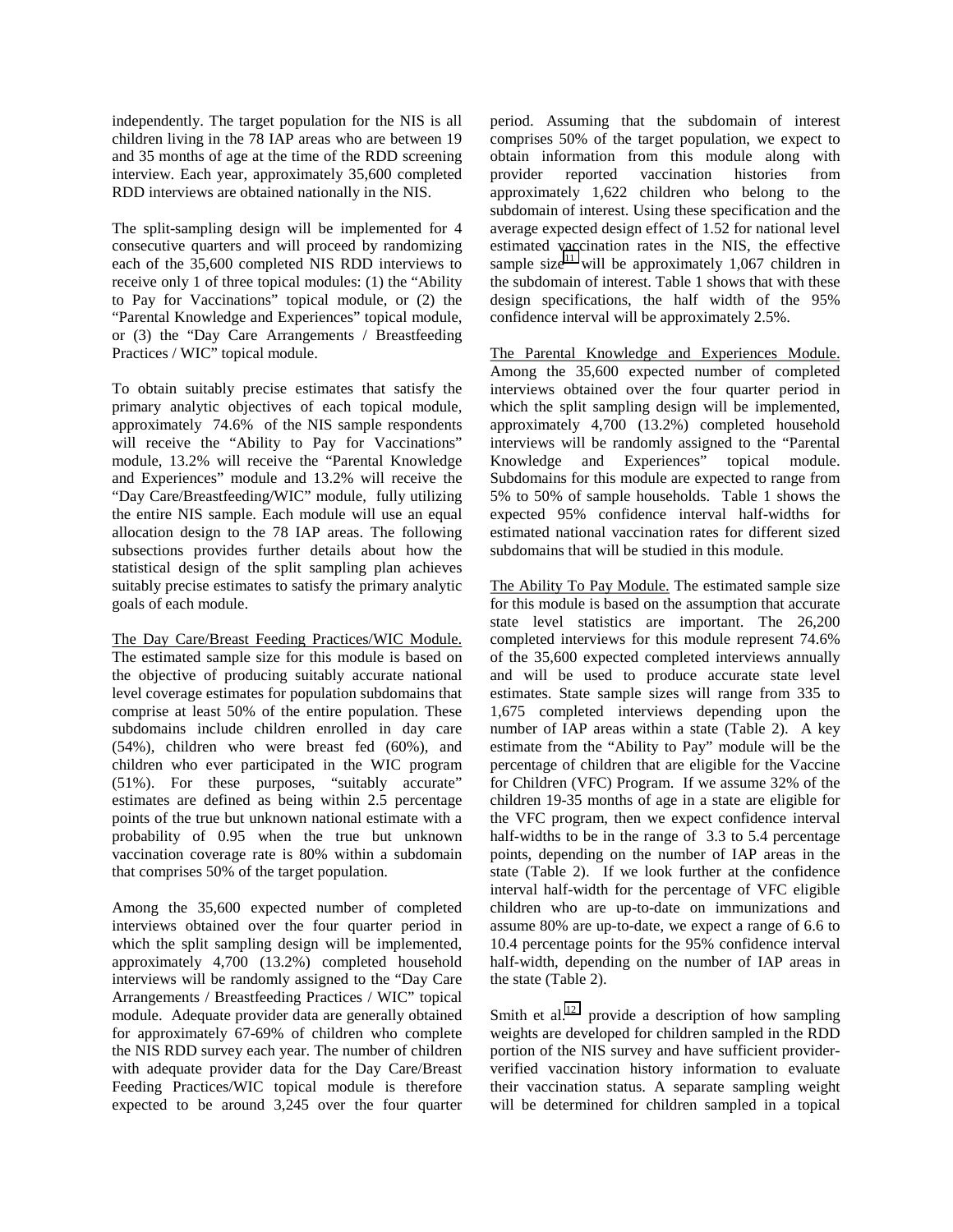independently. The target population for the NIS is all children living in the 78 IAP areas who are between 19 and 35 months of age at the time of the RDD screening interview. Each year, approximately 35,600 completed RDD interviews are obtained nationally in the NIS.

The split-sampling design will be implemented for 4 consecutive quarters and will proceed by randomizing each of the 35,600 completed NIS RDD interviews to receive only 1 of three topical modules: (1) the "Ability to Pay for Vaccinations" topical module, or (2) the "Parental Knowledge and Experiences" topical module, or (3) the "Day Care Arrangements / Breastfeeding Practices / WIC" topical module.

To obtain suitably precise estimates that satisfy the primary analytic objectives of each topical module, approximately 74.6% of the NIS sample respondents will receive the "Ability to Pay for Vaccinations" module, 13.2% will receive the "Parental Knowledge and Experiences" module and 13.2% will receive the "Day Care/Breastfeeding/WIC" module, fully utilizing the entire NIS sample. Each module will use an equal allocation design to the 78 IAP areas. The following subsections provides further details about how the statistical design of the split sampling plan achieves suitably precise estimates to satisfy the primary analytic goals of each module.

The Day Care/Breast Feeding Practices/WIC Module. The estimated sample size for this module is based on the objective of producing suitably accurate national level coverage estimates for population subdomains that comprise at least 50% of the entire population. These subdomains include children enrolled in day care (54%), children who were breast fed (60%), and children who ever participated in the WIC program (51%). For these purposes, "suitably accurate" estimates are defined as being within 2.5 percentage points of the true but unknown national estimate with a probability of 0.95 when the true but unknown vaccination coverage rate is 80% within a subdomain that comprises 50% of the target population.

Among the 35,600 expected number of completed interviews obtained over the four quarter period in which the split sampling design will be implemented, approximately 4,700 (13.2%) completed household interviews will be randomly assigned to the "Day Care Arrangements / Breastfeeding Practices / WIC" topical module. Adequate provider data are generally obtained for approximately 67-69% of children who complete the NIS RDD survey each year. The number of children with adequate provider data for the Day Care/Breast Feeding Practices/WIC topical module is therefore expected to be around 3,245 over the four quarter period. Assuming that the subdomain of interest comprises 50% of the target population, we expect to obtain information from this module along with provider reported vaccination histories from approximately 1,622 children who belong to the subdomain of interest. Using these specification and the average expected design effect of 1.52 for national level estimated vaccination rates in the NIS, the effective sample size[11] will be approximately 1,067 children in the subdomain of interest. Table 1 shows that with these design specifications, the half width of the 95% confidence interval will be approximately 2.5%.

The Parental Knowledge and Experiences Module. Among the 35,600 expected number of completed interviews obtained over the four quarter period in which the split sampling design will be implemented, approximately 4,700 (13.2%) completed household interviews will be randomly assigned to the "Parental Knowledge and Experiences" topical module. Subdomains for this module are expected to range from 5% to 50% of sample households. Table 1 shows the expected 95% confidence interval half-widths for estimated national vaccination rates for different sized subdomains that will be studied in this module.

The Ability To Pay Module. The estimated sample size for this module is based on the assumption that accurate state level statistics are important. The 26,200 completed interviews for this module represent 74.6% of the 35,600 expected completed interviews annually and will be used to produce accurate state level estimates. State sample sizes will range from 335 to 1,675 completed interviews depending upon the number of IAP areas within a state (Table 2). A key estimate from the "Ability to Pay" module will be the percentage of children that are eligible for the Vaccine for Children (VFC) Program. If we assume 32% of the children 19-35 months of age in a state are eligible for the VFC program, then we expect confidence interval half-widths to be in the range of 3.3 to 5.4 percentage points, depending on the number of IAP areas in the state (Table 2). If we look further at the confidence interval half-width for the percentage of VFC eligible children who are up-to-date on immunizations and assume 80% are up-to-date, we expect a range of 6.6 to 10.4 percentage points for the 95% confidence interval half-width, depending on the number of IAP areas in the state (Table 2).

Smith et al.[12] provide a description of how sampling weights are developed for children sampled in the RDD portion of the NIS survey and have sufficient provider-verified vaccination history information to evaluate their vaccination status. A separate sampling weight will be determined for children sampled in a topical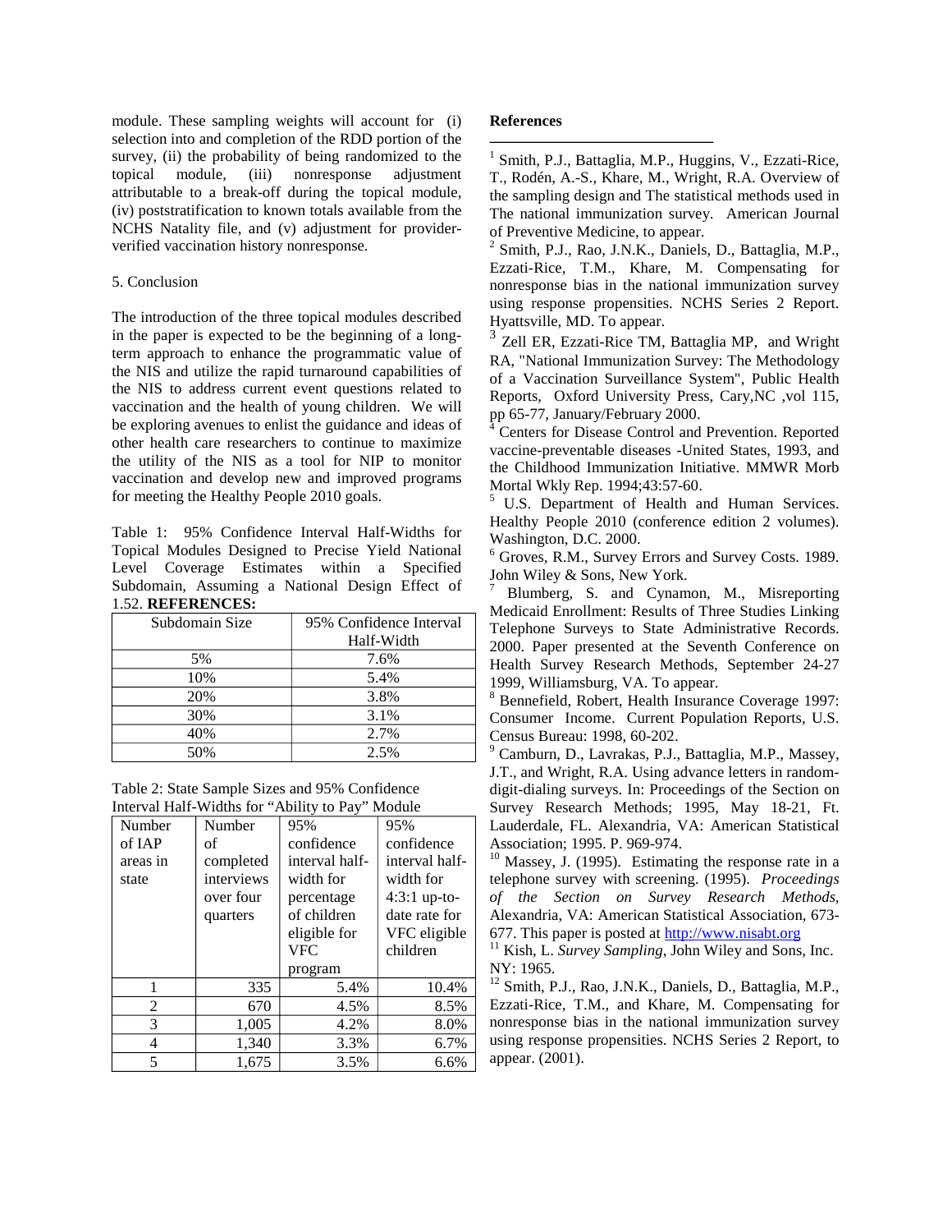module. These sampling weights will account for (i) selection into and completion of the RDD portion of the survey, (ii) the probability of being randomized to the topical module, (iii) nonresponse adjustment attributable to a break-off during the topical module, (iv) poststratification to known totals available from the NCHS Natality file, and (v) adjustment for provider-verified vaccination history nonresponse.

5. Conclusion

The introduction of the three topical modules described in the paper is expected to be the beginning of a long-term approach to enhance the programmatic value of the NIS and utilize the rapid turnaround capabilities of the NIS to address current event questions related to vaccination and the health of young children. We will be exploring avenues to enlist the guidance and ideas of other health care researchers to continue to maximize the utility of the NIS as a tool for NIP to monitor vaccination and develop new and improved programs for meeting the Healthy People 2010 goals.

Table 1: 95% Confidence Interval Half-Widths for Topical Modules Designed to Precise Yield National Level Coverage Estimates within a Specified Subdomain, Assuming a National Design Effect of 1.52. **REFERENCES:**

| Subdomain Size | 95% Confidence Interval Half-Width |
|---|---|
| 5% | 7.6% |
| 10% | 5.4% |
| 20% | 3.8% |
| 30% | 3.1% |
| 40% | 2.7% |
| 50% | 2.5% |

Table 2: State Sample Sizes and 95% Confidence Interval Half-Widths for "Ability to Pay" Module

| Number of IAP areas in state | Number of completed interviews over four quarters | 95% confidence interval half-width for percentage of children eligible for VFC program | 95% confidence interval half-width 4:3:1 up-to-date rate for VFC eligible children |
|---|---|---|---|
| 1 | 335 | 5.4% | 10.4% |
| 2 | 670 | 4.5% | 8.5% |
| 3 | 1,005 | 4.2% | 8.0% |
| 4 | 1,340 | 3.3% | 6.7% |
| 5 | 1,675 | 3.5% | 6.6% |

**References**

[1] Smith, P.J., Battaglia, M.P., Huggins, V., Ezzati-Rice, T., Rodén, A.-S., Khare, M., Wright, R.A. Overview of the sampling design and The statistical methods used in The national immunization survey. American Journal of Preventive Medicine, to appear.

[2] Smith, P.J., Rao, J.N.K., Daniels, D., Battaglia, M.P., Ezzati-Rice, T.M., Khare, M. Compensating for nonresponse bias in the national immunization survey using response propensities. NCHS Series 2 Report. Hyattsville, MD. To appear.

[3] Zell ER, Ezzati-Rice TM, Battaglia MP, and Wright RA, "National Immunization Survey: The Methodology of a Vaccination Surveillance System", Public Health Reports, Oxford University Press, Cary,NC ,vol 115, pp 65-77, January/February 2000.

[4] Centers for Disease Control and Prevention. Reported vaccine-preventable diseases -United States, 1993, and the Childhood Immunization Initiative. MMWR Morb Mortal Wkly Rep. 1994;43:57-60.

[5] U.S. Department of Health and Human Services. Healthy People 2010 (conference edition 2 volumes). Washington, D.C. 2000.

[6] Groves, R.M., Survey Errors and Survey Costs. 1989. John Wiley & Sons, New York.

[7] Blumberg, S. and Cynamon, M., Misreporting Medicaid Enrollment: Results of Three Studies Linking Telephone Surveys to State Administrative Records. 2000. Paper presented at the Seventh Conference on Health Survey Research Methods, September 24-27 1999, Williamsburg, VA. To appear.

[8] Bennefield, Robert, Health Insurance Coverage 1997: Consumer Income. Current Population Reports, U.S. Census Bureau: 1998, 60-202.

[9] Camburn, D., Lavrakas, P.J., Battaglia, M.P., Massey, J.T., and Wright, R.A. Using advance letters in random-digit-dialing surveys. In: Proceedings of the Section on Survey Research Methods; 1995, May 18-21, Ft. Lauderdale, FL. Alexandria, VA: American Statistical Association; 1995. P. 969-974.

[10] Massey, J. (1995). Estimating the response rate in a telephone survey with screening. (1995). *Proceedings of the Section on Survey Research Methods*, Alexandria, VA: American Statistical Association, 673-677. This paper is posted at http://www.nisabt.org

[11] Kish, L. *Survey Sampling*, John Wiley and Sons, Inc. NY: 1965.

[12] Smith, P.J., Rao, J.N.K., Daniels, D., Battaglia, M.P., Ezzati-Rice, T.M., and Khare, M. Compensating for nonresponse bias in the national immunization survey using response propensities. NCHS Series 2 Report, to appear. (2001).